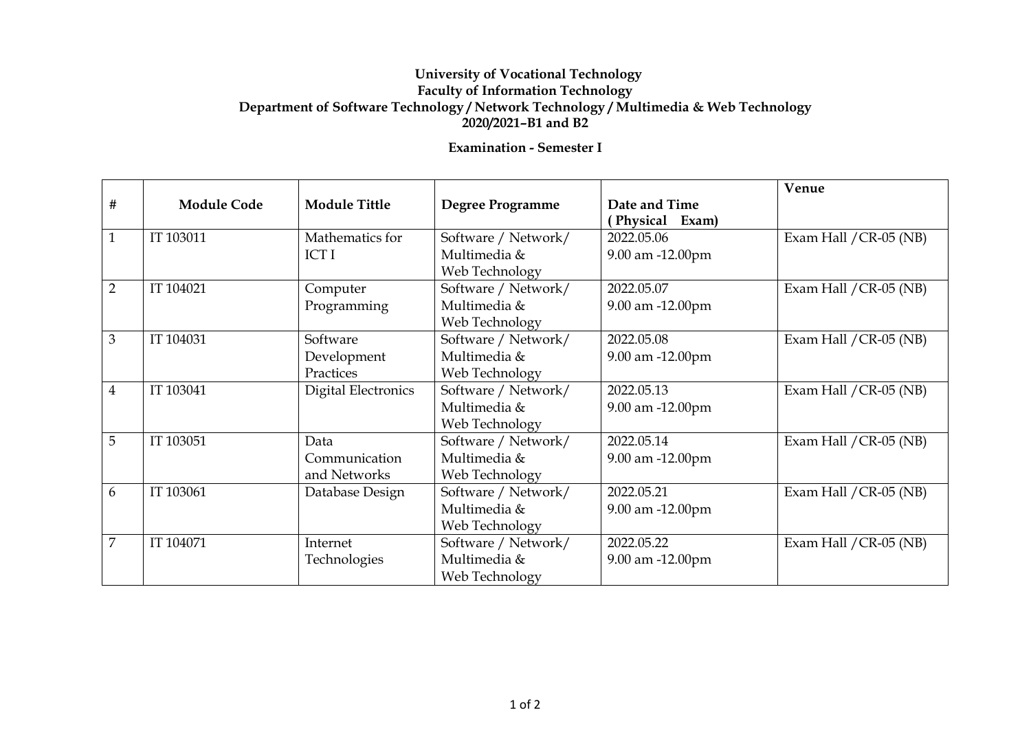**University of Vocational Technology**
**Faculty of Information Technology**
**Department of Software Technology / Network Technology / Multimedia & Web Technology**
**2020/2021–B1 and B2**

**Examination - Semester I**

| # | Module Code | Module Tittle | Degree Programme | Date and Time (Physical Exam) | Venue |
|---|---|---|---|---|---|
| 1 | IT 103011 | Mathematics for ICT I | Software / Network/ Multimedia & Web Technology | 2022.05.06 9.00 am -12.00pm | Exam Hall / CR-05 (NB) |
| 2 | IT 104021 | Computer Programming | Software / Network/ Multimedia & Web Technology | 2022.05.07 9.00 am -12.00pm | Exam Hall / CR-05 (NB) |
| 3 | IT 104031 | Software Development Practices | Software / Network/ Multimedia & Web Technology | 2022.05.08 9.00 am -12.00pm | Exam Hall / CR-05 (NB) |
| 4 | IT 103041 | Digital Electronics | Software / Network/ Multimedia & Web Technology | 2022.05.13 9.00 am -12.00pm | Exam Hall / CR-05 (NB) |
| 5 | IT 103051 | Data Communication and Networks | Software / Network/ Multimedia & Web Technology | 2022.05.14 9.00 am -12.00pm | Exam Hall / CR-05 (NB) |
| 6 | IT 103061 | Database Design | Software / Network/ Multimedia & Web Technology | 2022.05.21 9.00 am -12.00pm | Exam Hall / CR-05 (NB) |
| 7 | IT 104071 | Internet Technologies | Software / Network/ Multimedia & Web Technology | 2022.05.22 9.00 am -12.00pm | Exam Hall / CR-05 (NB) |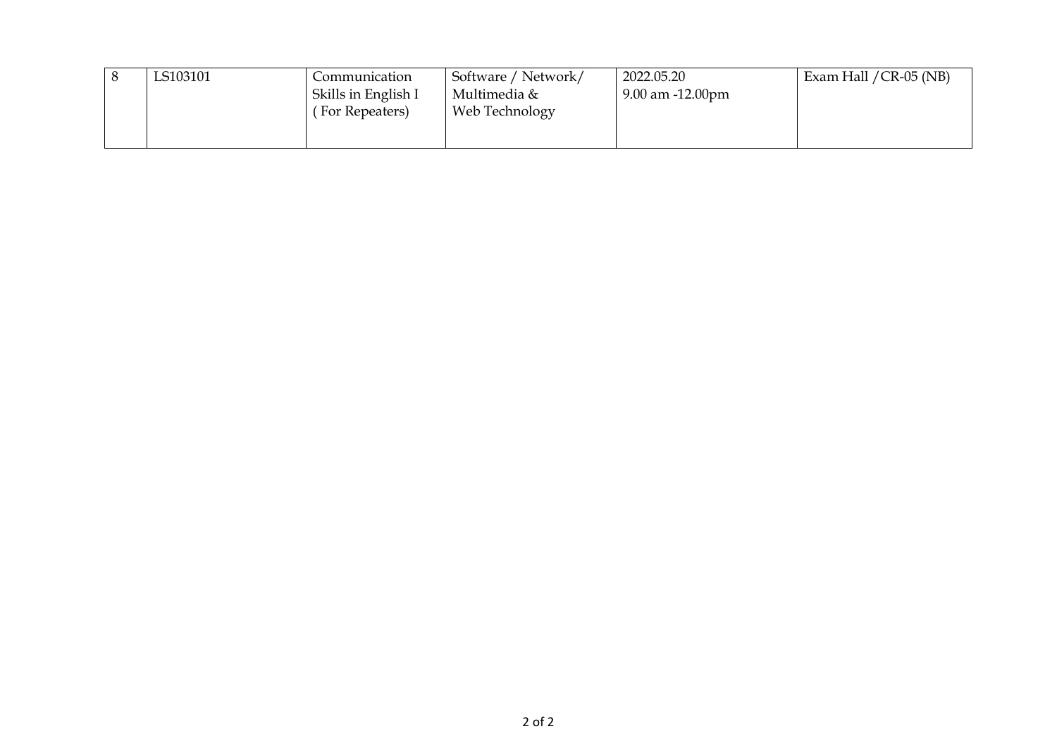| | | | | | |
|---|---|---|---|---|---|
| 8 | LS103101 | Communication Skills in English I ( For Repeaters) | Software / Network/ Multimedia & Web Technology | 2022.05.20 9.00 am -12.00pm | Exam Hall /CR-05 (NB) |